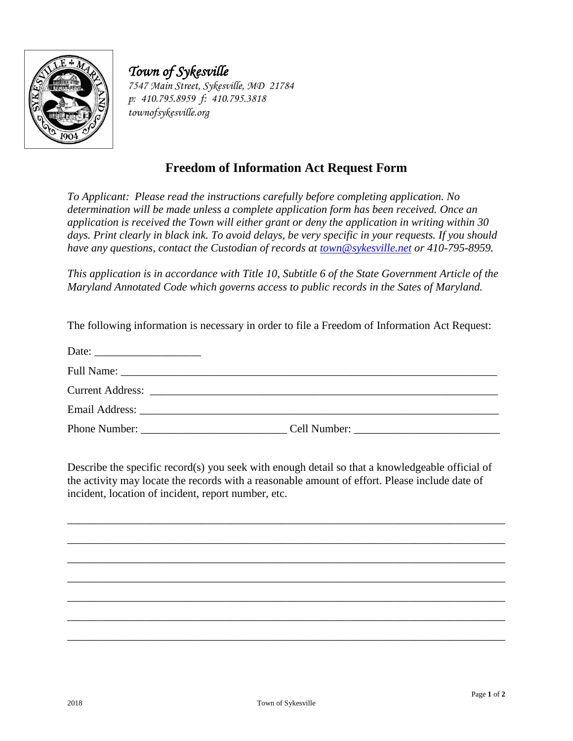*Town of Sykesville*
*7547 Main Street, Sykesville, MD 21784*
*p: 410.795.8959 f: 410.795.3818*
*townofsykesville.org*

# Freedom of Information Act Request Form

*To Applicant: Please read the instructions carefully before completing application. No determination will be made unless a complete application form has been received. Once an application is received the Town will either grant or deny the application in writing within 30 days. Print clearly in black ink. To avoid delays, be very specific in your requests. If you should have any questions, contact the Custodian of records at town@sykesville.net or 410-795-8959.*

*This application is in accordance with Title 10, Subtitle 6 of the State Government Article of the Maryland Annotated Code which governs access to public records in the Sates of Maryland.*

The following information is necessary in order to file a Freedom of Information Act Request:

Date: ___________________

Full Name: ____________________________________________________________________

Current Address: _______________________________________________________________

Email Address: _________________________________________________________________

Phone Number: __________________________ Cell Number: __________________________

Describe the specific record(s) you seek with enough detail so that a knowledgeable official of the activity may locate the records with a reasonable amount of effort. Please include date of incident, location of incident, report number, etc.

_______________________________________________________________________________

_______________________________________________________________________________

_______________________________________________________________________________

_______________________________________________________________________________

_______________________________________________________________________________

_______________________________________________________________________________

_______________________________________________________________________________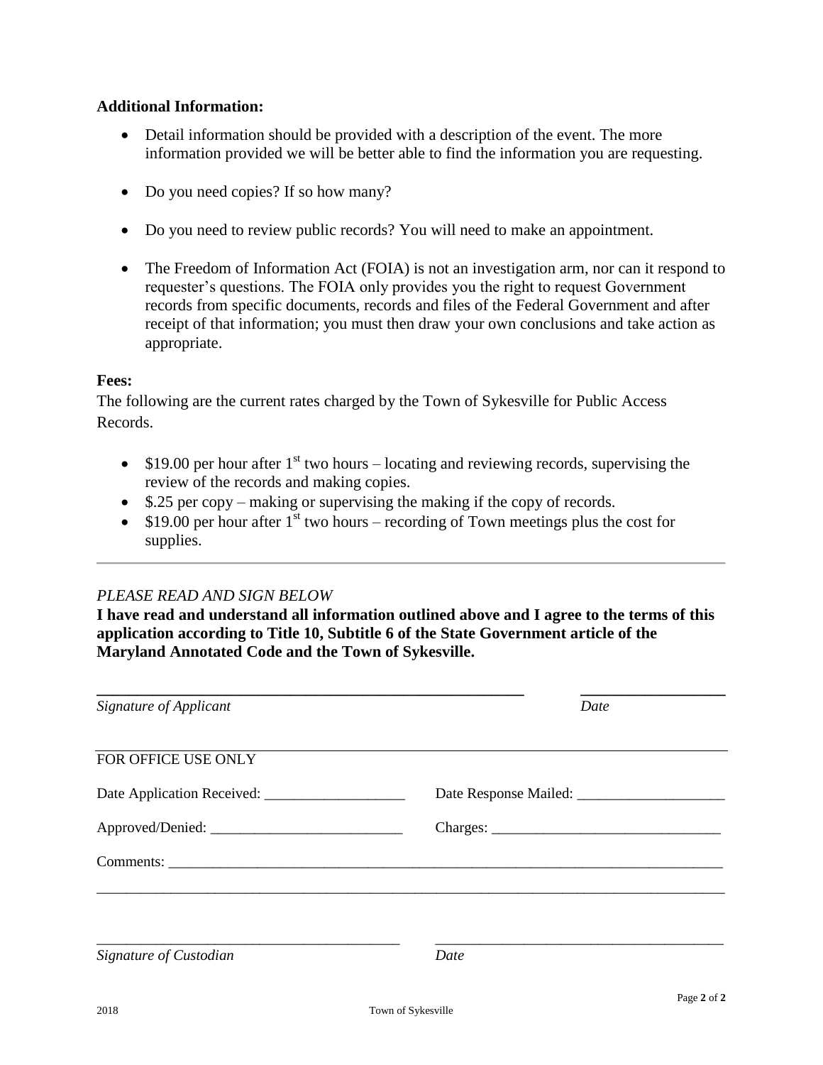**Additional Information:**

- Detail information should be provided with a description of the event. The more information provided we will be better able to find the information you are requesting.
- Do you need copies? If so how many?
- Do you need to review public records? You will need to make an appointment.
- The Freedom of Information Act (FOIA) is not an investigation arm, nor can it respond to requester's questions. The FOIA only provides you the right to request Government records from specific documents, records and files of the Federal Government and after receipt of that information; you must then draw your own conclusions and take action as appropriate.

**Fees:**

The following are the current rates charged by the Town of Sykesville for Public Access Records.

- $19.00 per hour after 1st two hours – locating and reviewing records, supervising the review of the records and making copies.
- $.25 per copy – making or supervising the making if the copy of records.
- $19.00 per hour after 1st two hours – recording of Town meetings plus the cost for supplies.

---

*PLEASE READ AND SIGN BELOW*

**I have read and understand all information outlined above and I agree to the terms of this application according to Title 10, Subtitle 6 of the State Government article of the Maryland Annotated Code and the Town of Sykesville.**

_______________________________________________ _______________

*Signature of Applicant* *Date*

FOR OFFICE USE ONLY

Date Application Received: ___________________ Date Response Mailed: ____________________

Approved/Denied: __________________________ Charges: _______________________________

Comments: ______________________________________________________________________________

_____________________________________________________________________________________

_________________________________________ _______________________________________

*Signature of Custodian* *Date*

2018 Town of Sykesville